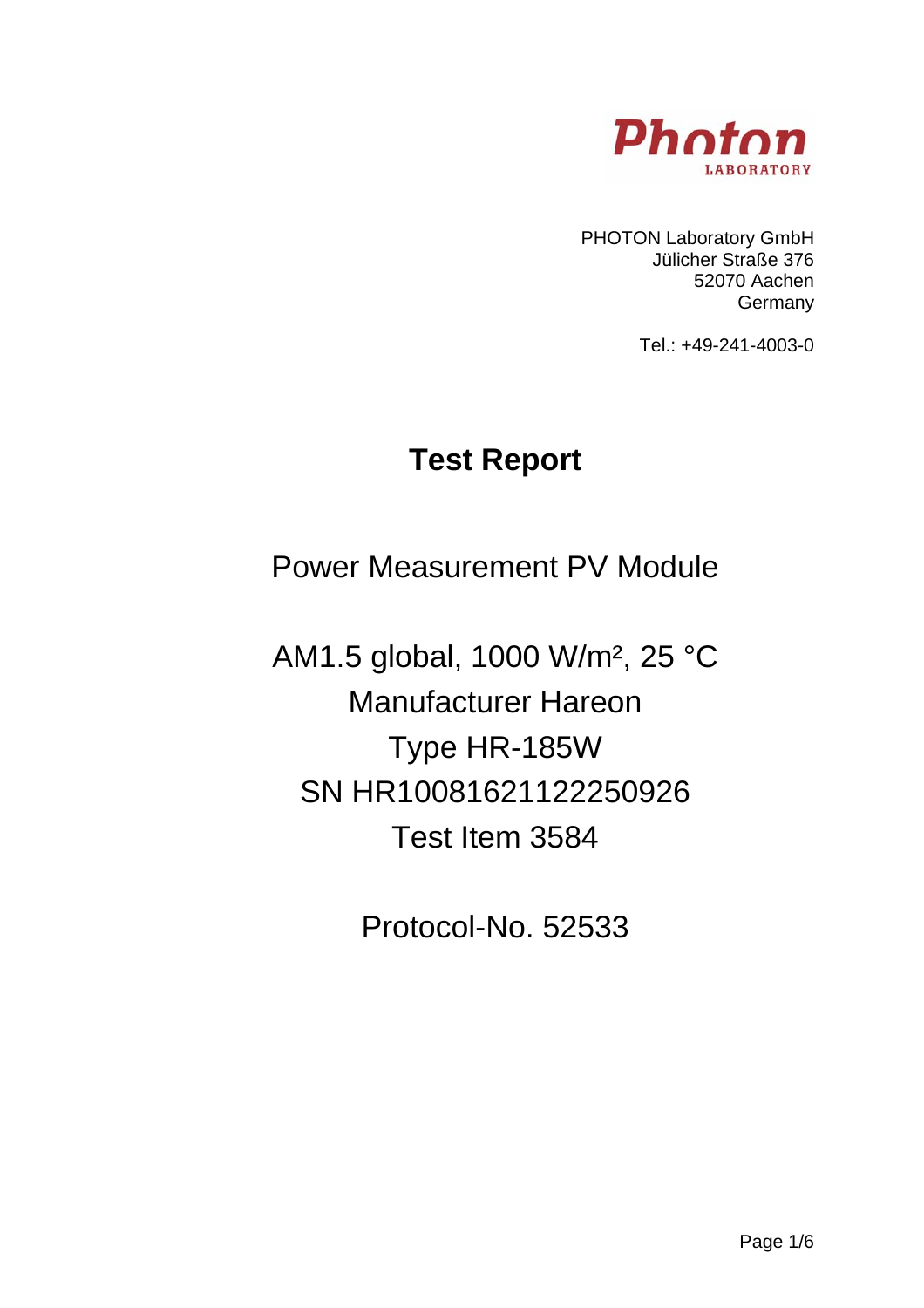Photon
LABORATORY

PHOTON Laboratory GmbH
Jülicher Straße 376
52070 Aachen
Germany

Tel.: +49-241-4003-0

# Test Report

Power Measurement PV Module

AM1.5 global, 1000 W/m², 25 °C
Manufacturer Hareon
Type HR-185W
SN HR100816211222250926
Test Item 3584

Protocol-No. 52533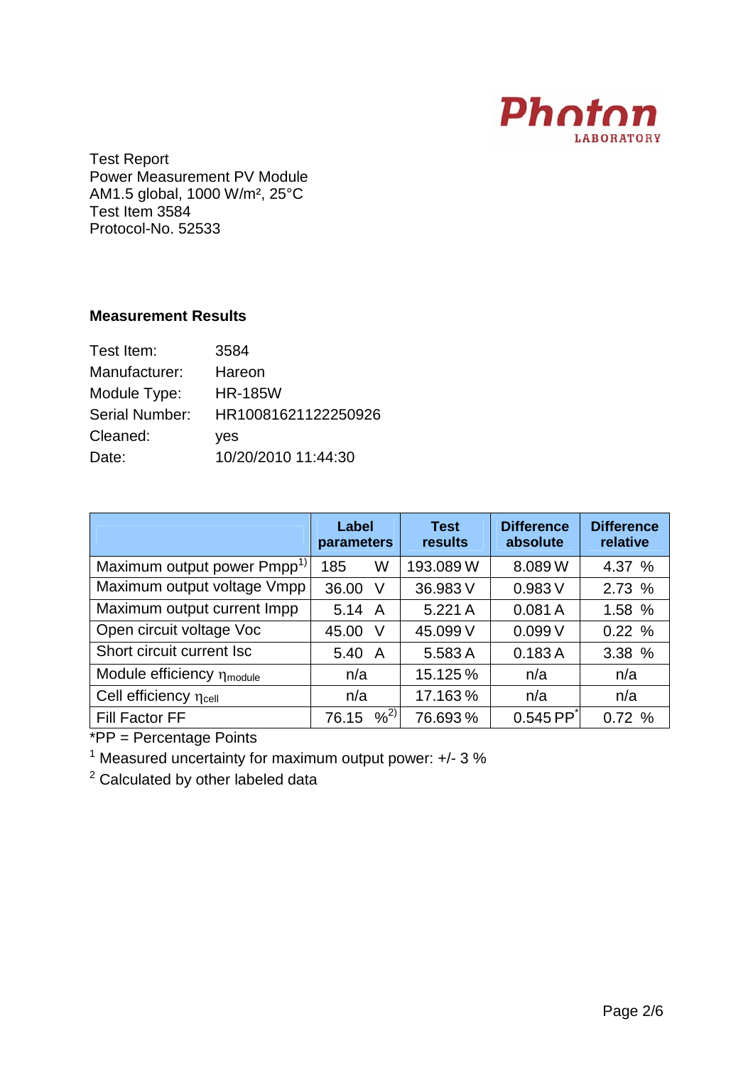Photon LABORATORY

Test Report
Power Measurement PV Module
AM1.5 global, 1000 W/m², 25°C
Test Item 3584
Protocol-No. 52533

### Measurement Results

Test Item: 3584
Manufacturer: Hareon
Module Type: HR-185W
Serial Number: HR10081621122250926
Cleaned: yes
Date: 10/20/2010 11:44:30

| | Label parameters | Test results | Difference absolute | Difference relative |
|---|---|---|---|---|
| Maximum output power Pmpp[1)] | 185 W | 193.089 W | 8.089 W | 4.37 % |
| Maximum output voltage Vmpp | 36.00 V | 36.983 V | 0.983 V | 2.73 % |
| Maximum output current Impp | 5.14 A | 5.221 A | 0.081 A | 1.58 % |
| Open circuit voltage Voc | 45.00 V | 45.099 V | 0.099 V | 0.22 % |
| Short circuit current Isc | 5.40 A | 5.583 A | 0.183 A | 3.38 % |
| Module efficiency $\eta_{module}$ | n/a | 15.125 % | n/a | n/a |
| Cell efficiency $\eta_{cell}$ | n/a | 17.163 % | n/a | n/a |
| Fill Factor FF | 76.15 %[2)] | 76.693 % | 0.545 PP* | 0.72 % |

*PP = Percentage Points

[1] Measured uncertainty for maximum output power: +/- 3 %

[2] Calculated by other labeled data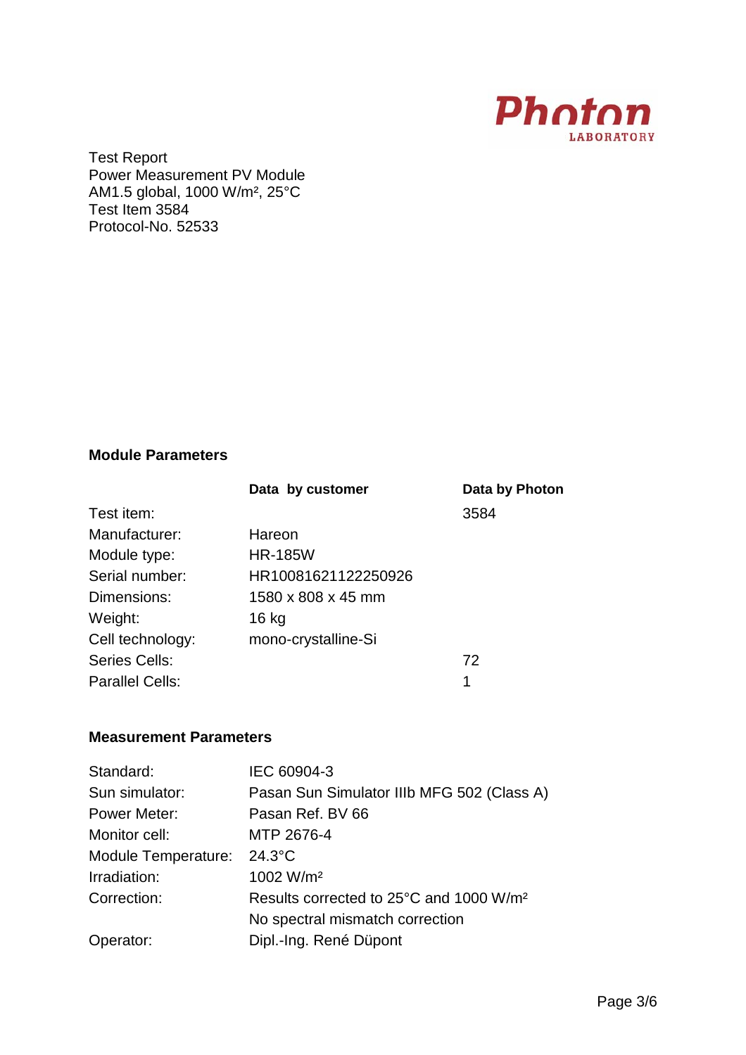Photon LABORATORY

Test Report
Power Measurement PV Module
AM1.5 global, 1000 W/m², 25°C
Test Item 3584
Protocol-No. 52533

**Module Parameters**

| | Data by customer | Data by Photon |
|---|---|---|
| Test item: | | 3584 |
| Manufacturer: | Hareon | |
| Module type: | HR-185W | |
| Serial number: | HR10081621122250926 | |
| Dimensions: | 1580 x 808 x 45 mm | |
| Weight: | 16 kg | |
| Cell technology: | mono-crystalline-Si | |
| Series Cells: | | 72 |
| Parallel Cells: | | 1 |

**Measurement Parameters**

| | |
|---|---|
| Standard: | IEC 60904-3 |
| Sun simulator: | Pasan Sun Simulator IIIb MFG 502 (Class A) |
| Power Meter: | Pasan Ref. BV 66 |
| Monitor cell: | MTP 2676-4 |
| Module Temperature: | 24.3°C |
| Irradiation: | 1002 W/m² |
| Correction: | Results corrected to 25°C and 1000 W/m² |
| | No spectral mismatch correction |
| Operator: | Dipl.-Ing. René Düpont |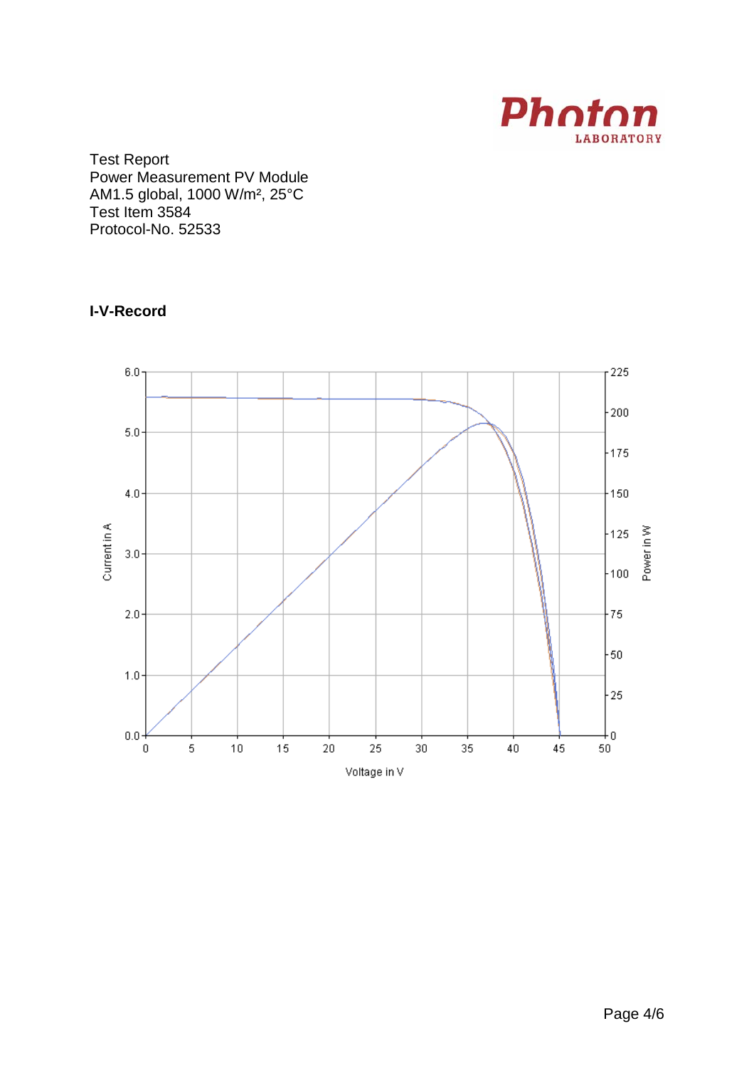Test Report
Power Measurement PV Module
AM1.5 global, 1000 W/m², 25°C
Test Item 3584
Protocol-No. 52533

**I-V-Record**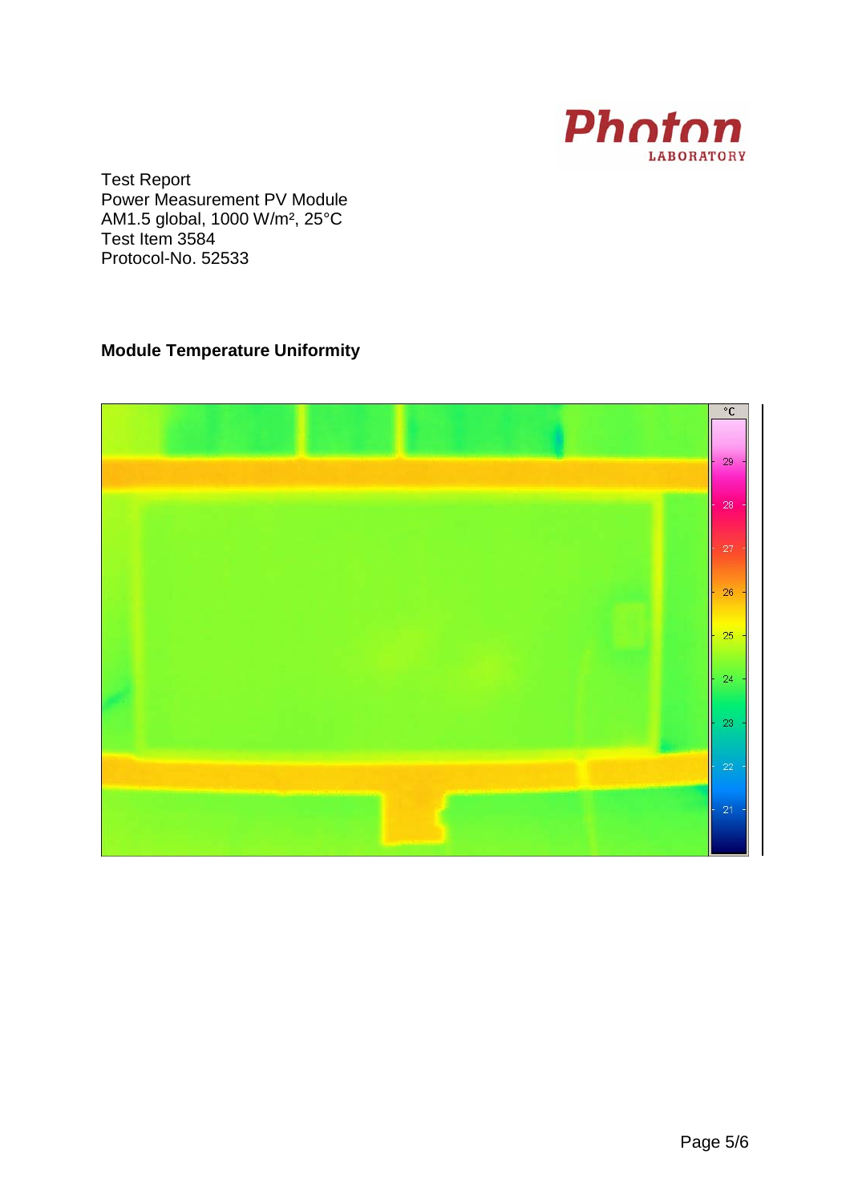Test Report
Power Measurement PV Module
AM1.5 global, 1000 W/m², 25°C
Test Item 3584
Protocol-No. 52533

**Module Temperature Uniformity**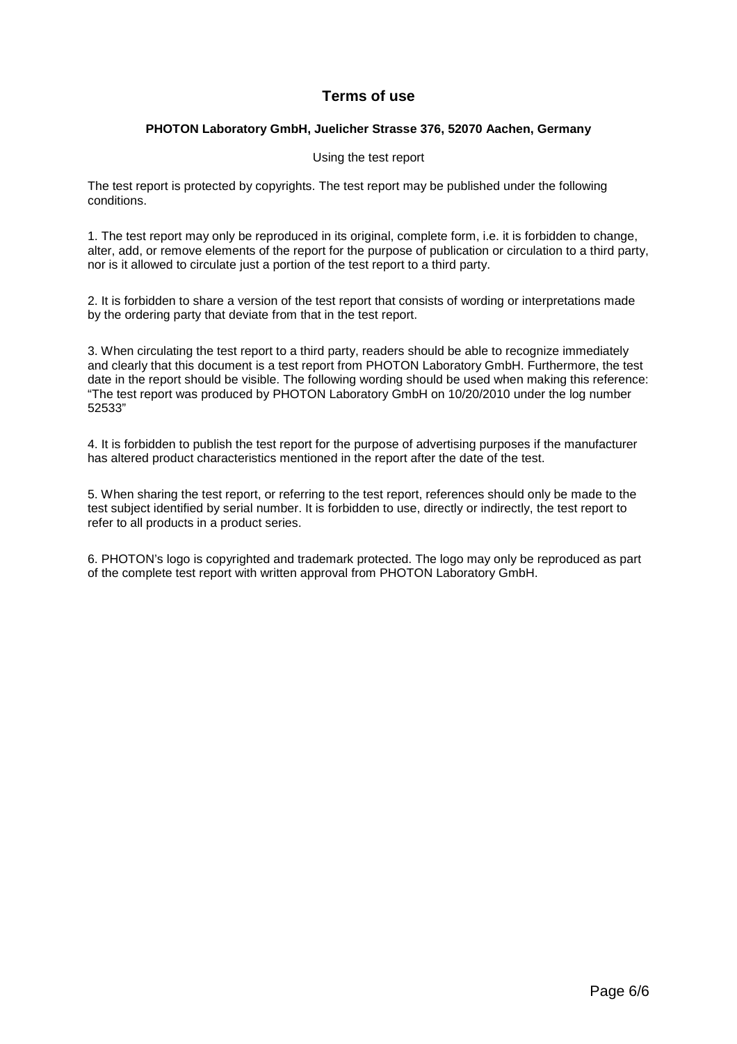# Terms of use

**PHOTON Laboratory GmbH, Juelicher Strasse 376, 52070 Aachen, Germany**

Using the test report

The test report is protected by copyrights. The test report may be published under the following conditions.

1. The test report may only be reproduced in its original, complete form, i.e. it is forbidden to change, alter, add, or remove elements of the report for the purpose of publication or circulation to a third party, nor is it allowed to circulate just a portion of the test report to a third party.

2. It is forbidden to share a version of the test report that consists of wording or interpretations made by the ordering party that deviate from that in the test report.

3. When circulating the test report to a third party, readers should be able to recognize immediately and clearly that this document is a test report from PHOTON Laboratory GmbH. Furthermore, the test date in the report should be visible. The following wording should be used when making this reference: "The test report was produced by PHOTON Laboratory GmbH on 10/20/2010 under the log number 52533"

4. It is forbidden to publish the test report for the purpose of advertising purposes if the manufacturer has altered product characteristics mentioned in the report after the date of the test.

5. When sharing the test report, or referring to the test report, references should only be made to the test subject identified by serial number. It is forbidden to use, directly or indirectly, the test report to refer to all products in a product series.

6. PHOTON's logo is copyrighted and trademark protected. The logo may only be reproduced as part of the complete test report with written approval from PHOTON Laboratory GmbH.